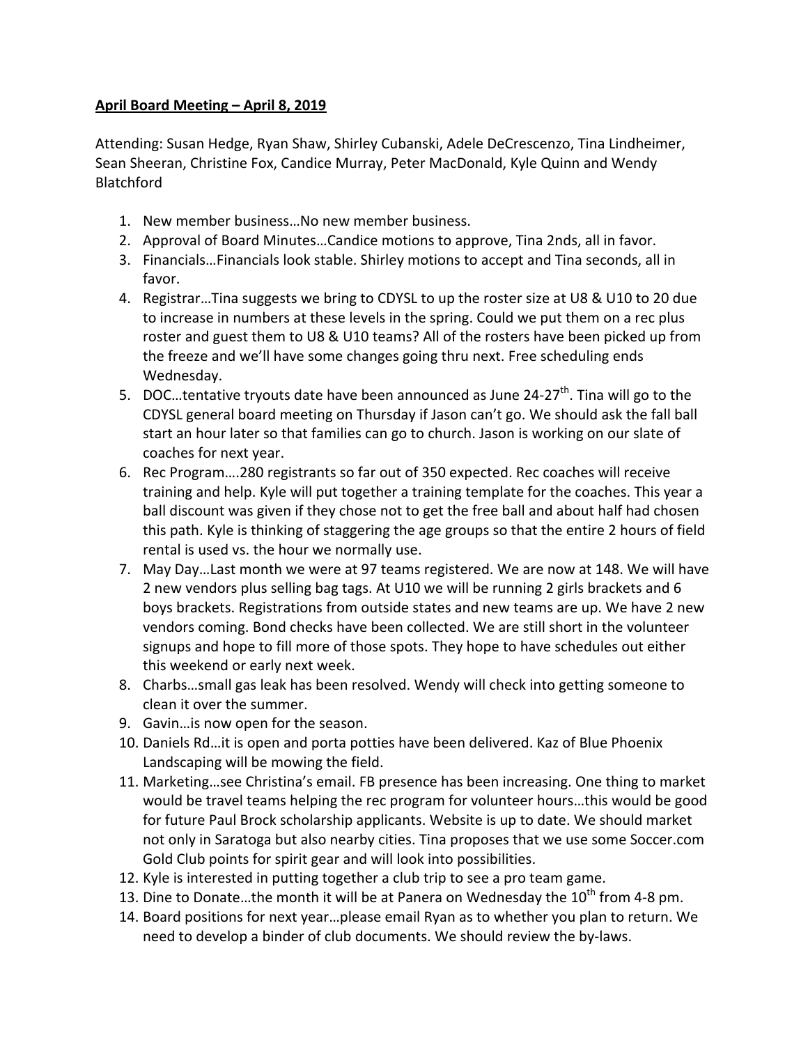**April Board Meeting – April 8, 2019**

Attending: Susan Hedge, Ryan Shaw, Shirley Cubanski, Adele DeCrescenzo, Tina Lindheimer, Sean Sheeran, Christine Fox, Candice Murray, Peter MacDonald, Kyle Quinn and Wendy Blatchford

1. New member business…No new member business.
2. Approval of Board Minutes…Candice motions to approve, Tina 2nds, all in favor.
3. Financials…Financials look stable. Shirley motions to accept and Tina seconds, all in favor.
4. Registrar…Tina suggests we bring to CDYSL to up the roster size at U8 & U10 to 20 due to increase in numbers at these levels in the spring. Could we put them on a rec plus roster and guest them to U8 & U10 teams? All of the rosters have been picked up from the freeze and we'll have some changes going thru next. Free scheduling ends Wednesday.
5. DOC…tentative tryouts date have been announced as June 24-27th. Tina will go to the CDYSL general board meeting on Thursday if Jason can't go. We should ask the fall ball start an hour later so that families can go to church. Jason is working on our slate of coaches for next year.
6. Rec Program….280 registrants so far out of 350 expected. Rec coaches will receive training and help. Kyle will put together a training template for the coaches. This year a ball discount was given if they chose not to get the free ball and about half had chosen this path. Kyle is thinking of staggering the age groups so that the entire 2 hours of field rental is used vs. the hour we normally use.
7. May Day…Last month we were at 97 teams registered. We are now at 148. We will have 2 new vendors plus selling bag tags. At U10 we will be running 2 girls brackets and 6 boys brackets. Registrations from outside states and new teams are up. We have 2 new vendors coming. Bond checks have been collected. We are still short in the volunteer signups and hope to fill more of those spots. They hope to have schedules out either this weekend or early next week.
8. Charbs…small gas leak has been resolved. Wendy will check into getting someone to clean it over the summer.
9. Gavin…is now open for the season.
10. Daniels Rd…it is open and porta potties have been delivered. Kaz of Blue Phoenix Landscaping will be mowing the field.
11. Marketing…see Christina's email. FB presence has been increasing. One thing to market would be travel teams helping the rec program for volunteer hours…this would be good for future Paul Brock scholarship applicants. Website is up to date. We should market not only in Saratoga but also nearby cities. Tina proposes that we use some Soccer.com Gold Club points for spirit gear and will look into possibilities.
12. Kyle is interested in putting together a club trip to see a pro team game.
13. Dine to Donate…the month it will be at Panera on Wednesday the 10th from 4-8 pm.
14. Board positions for next year…please email Ryan as to whether you plan to return. We need to develop a binder of club documents. We should review the by-laws.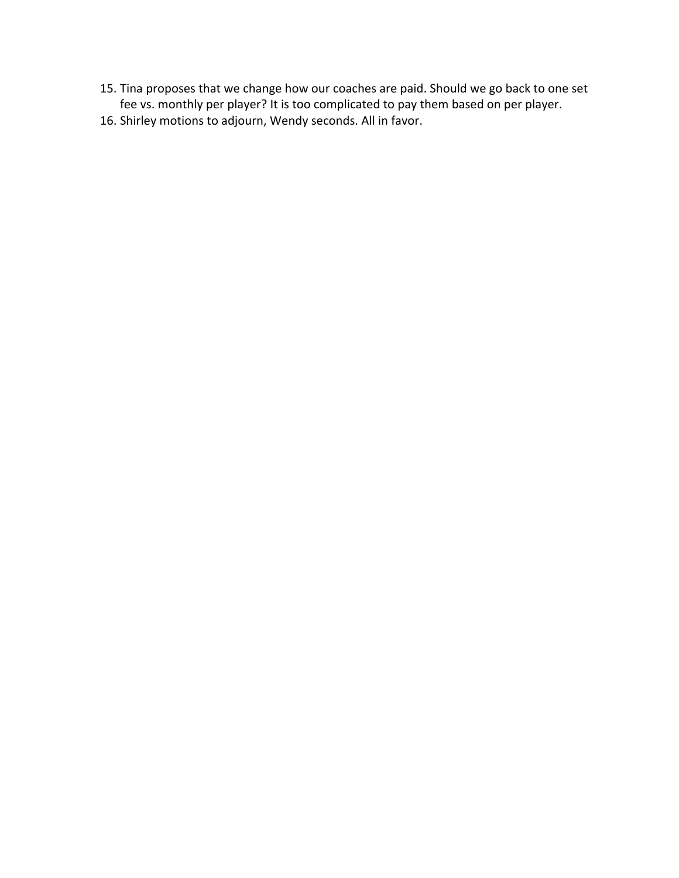15. Tina proposes that we change how our coaches are paid. Should we go back to one set fee vs. monthly per player? It is too complicated to pay them based on per player.
16. Shirley motions to adjourn, Wendy seconds. All in favor.